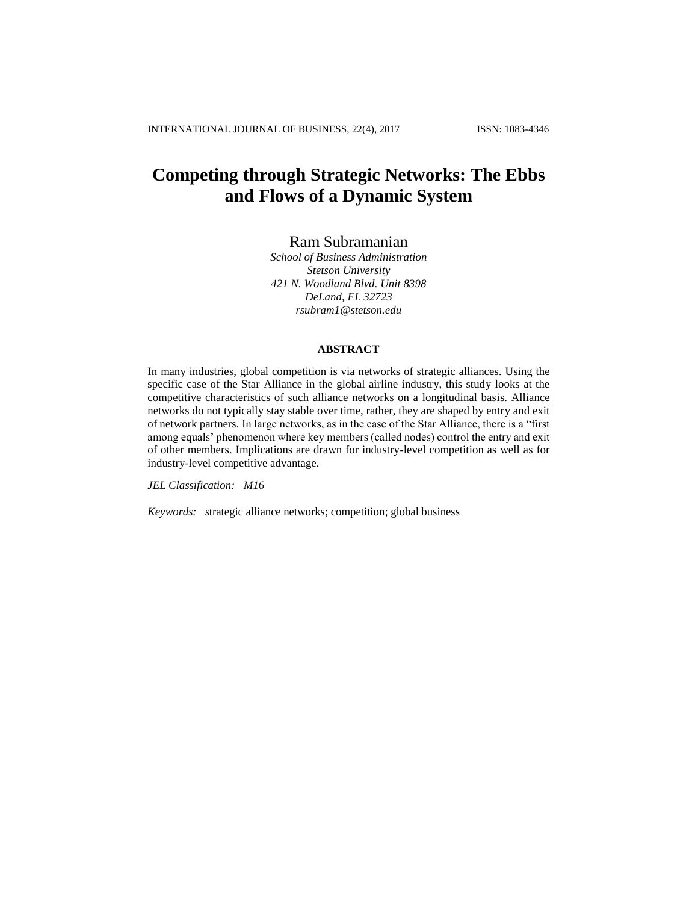# Competing through Strategic Networks: The Ebbs and Flows of a Dynamic System

Ram Subramanian

*School of Business Administration*
*Stetson University*
*421 N. Woodland Blvd. Unit 8398*
*DeLand, FL 32723*
*rsubram1@stetson.edu*

### ABSTRACT

In many industries, global competition is via networks of strategic alliances. Using the specific case of the Star Alliance in the global airline industry, this study looks at the competitive characteristics of such alliance networks on a longitudinal basis. Alliance networks do not typically stay stable over time, rather, they are shaped by entry and exit of network partners. In large networks, as in the case of the Star Alliance, there is a "first among equals' phenomenon where key members (called nodes) control the entry and exit of other members. Implications are drawn for industry-level competition as well as for industry-level competitive advantage.

*JEL Classification:* *M16*

*Keywords:* *s*trategic alliance networks; competition; global business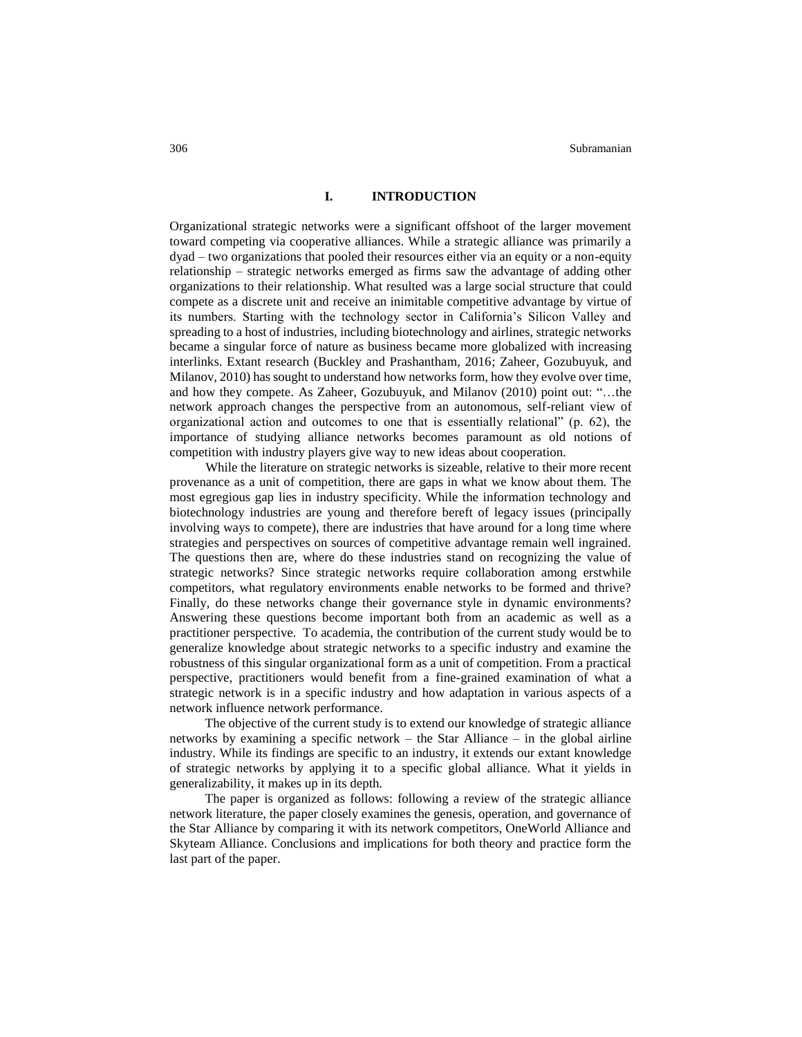## I. INTRODUCTION

Organizational strategic networks were a significant offshoot of the larger movement toward competing via cooperative alliances. While a strategic alliance was primarily a dyad – two organizations that pooled their resources either via an equity or a non-equity relationship – strategic networks emerged as firms saw the advantage of adding other organizations to their relationship. What resulted was a large social structure that could compete as a discrete unit and receive an inimitable competitive advantage by virtue of its numbers. Starting with the technology sector in California's Silicon Valley and spreading to a host of industries, including biotechnology and airlines, strategic networks became a singular force of nature as business became more globalized with increasing interlinks. Extant research (Buckley and Prashantham, 2016; Zaheer, Gozubuyuk, and Milanov, 2010) has sought to understand how networks form, how they evolve over time, and how they compete. As Zaheer, Gozubuyuk, and Milanov (2010) point out: "…the network approach changes the perspective from an autonomous, self-reliant view of organizational action and outcomes to one that is essentially relational" (p. 62), the importance of studying alliance networks becomes paramount as old notions of competition with industry players give way to new ideas about cooperation.

While the literature on strategic networks is sizeable, relative to their more recent provenance as a unit of competition, there are gaps in what we know about them. The most egregious gap lies in industry specificity. While the information technology and biotechnology industries are young and therefore bereft of legacy issues (principally involving ways to compete), there are industries that have around for a long time where strategies and perspectives on sources of competitive advantage remain well ingrained. The questions then are, where do these industries stand on recognizing the value of strategic networks? Since strategic networks require collaboration among erstwhile competitors, what regulatory environments enable networks to be formed and thrive? Finally, do these networks change their governance style in dynamic environments? Answering these questions become important both from an academic as well as a practitioner perspective. To academia, the contribution of the current study would be to generalize knowledge about strategic networks to a specific industry and examine the robustness of this singular organizational form as a unit of competition. From a practical perspective, practitioners would benefit from a fine-grained examination of what a strategic network is in a specific industry and how adaptation in various aspects of a network influence network performance.

The objective of the current study is to extend our knowledge of strategic alliance networks by examining a specific network – the Star Alliance – in the global airline industry. While its findings are specific to an industry, it extends our extant knowledge of strategic networks by applying it to a specific global alliance. What it yields in generalizability, it makes up in its depth.

The paper is organized as follows: following a review of the strategic alliance network literature, the paper closely examines the genesis, operation, and governance of the Star Alliance by comparing it with its network competitors, OneWorld Alliance and Skyteam Alliance. Conclusions and implications for both theory and practice form the last part of the paper.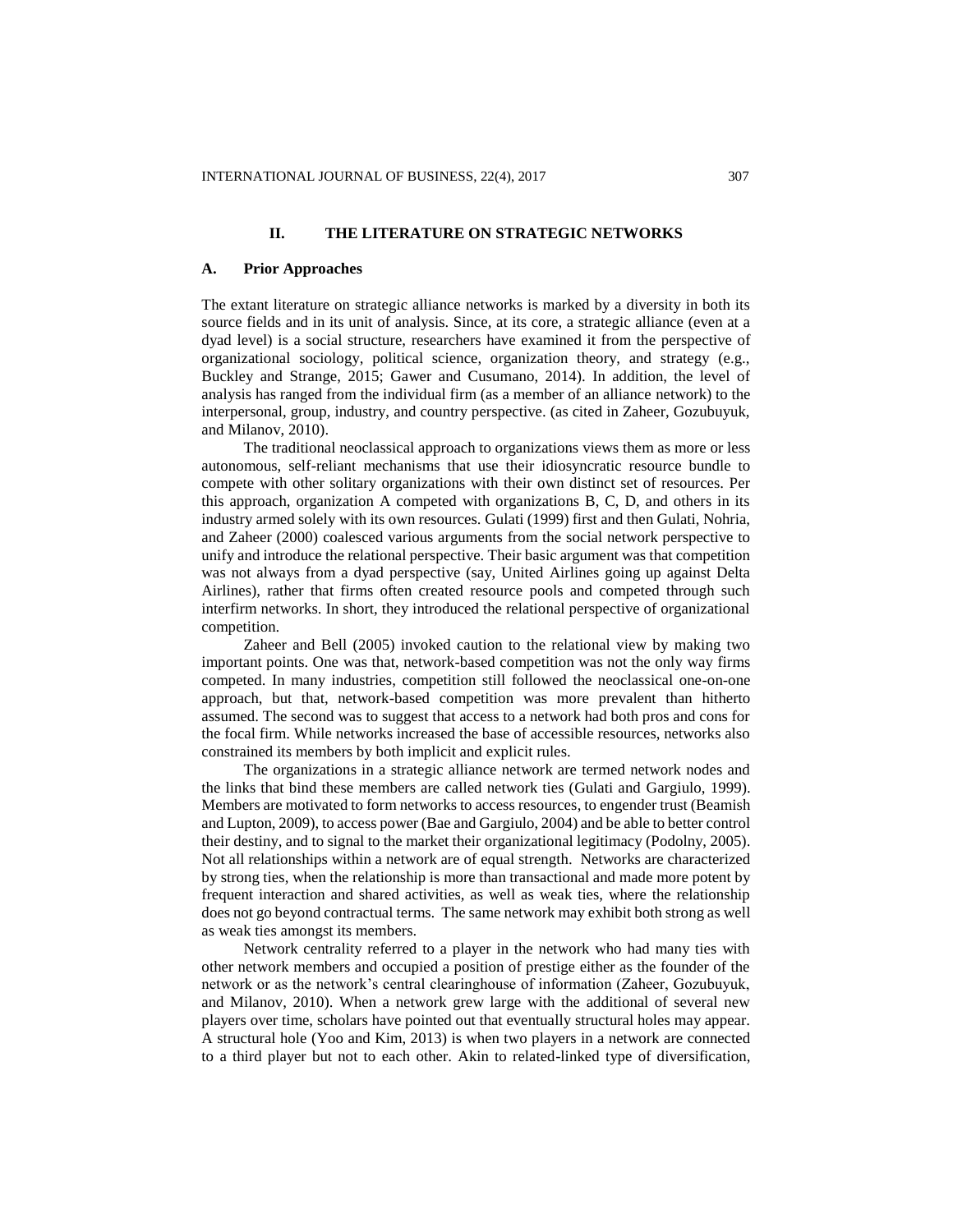## II. THE LITERATURE ON STRATEGIC NETWORKS

### A. Prior Approaches

The extant literature on strategic alliance networks is marked by a diversity in both its source fields and in its unit of analysis. Since, at its core, a strategic alliance (even at a dyad level) is a social structure, researchers have examined it from the perspective of organizational sociology, political science, organization theory, and strategy (e.g., Buckley and Strange, 2015; Gawer and Cusumano, 2014). In addition, the level of analysis has ranged from the individual firm (as a member of an alliance network) to the interpersonal, group, industry, and country perspective. (as cited in Zaheer, Gozubuyuk, and Milanov, 2010).

The traditional neoclassical approach to organizations views them as more or less autonomous, self-reliant mechanisms that use their idiosyncratic resource bundle to compete with other solitary organizations with their own distinct set of resources. Per this approach, organization A competed with organizations B, C, D, and others in its industry armed solely with its own resources. Gulati (1999) first and then Gulati, Nohria, and Zaheer (2000) coalesced various arguments from the social network perspective to unify and introduce the relational perspective. Their basic argument was that competition was not always from a dyad perspective (say, United Airlines going up against Delta Airlines), rather that firms often created resource pools and competed through such interfirm networks. In short, they introduced the relational perspective of organizational competition.

Zaheer and Bell (2005) invoked caution to the relational view by making two important points. One was that, network-based competition was not the only way firms competed. In many industries, competition still followed the neoclassical one-on-one approach, but that, network-based competition was more prevalent than hitherto assumed. The second was to suggest that access to a network had both pros and cons for the focal firm. While networks increased the base of accessible resources, networks also constrained its members by both implicit and explicit rules.

The organizations in a strategic alliance network are termed network nodes and the links that bind these members are called network ties (Gulati and Gargiulo, 1999). Members are motivated to form networks to access resources, to engender trust (Beamish and Lupton, 2009), to access power (Bae and Gargiulo, 2004) and be able to better control their destiny, and to signal to the market their organizational legitimacy (Podolny, 2005). Not all relationships within a network are of equal strength. Networks are characterized by strong ties, when the relationship is more than transactional and made more potent by frequent interaction and shared activities, as well as weak ties, where the relationship does not go beyond contractual terms. The same network may exhibit both strong as well as weak ties amongst its members.

Network centrality referred to a player in the network who had many ties with other network members and occupied a position of prestige either as the founder of the network or as the network's central clearinghouse of information (Zaheer, Gozubuyuk, and Milanov, 2010). When a network grew large with the additional of several new players over time, scholars have pointed out that eventually structural holes may appear. A structural hole (Yoo and Kim, 2013) is when two players in a network are connected to a third player but not to each other. Akin to related-linked type of diversification,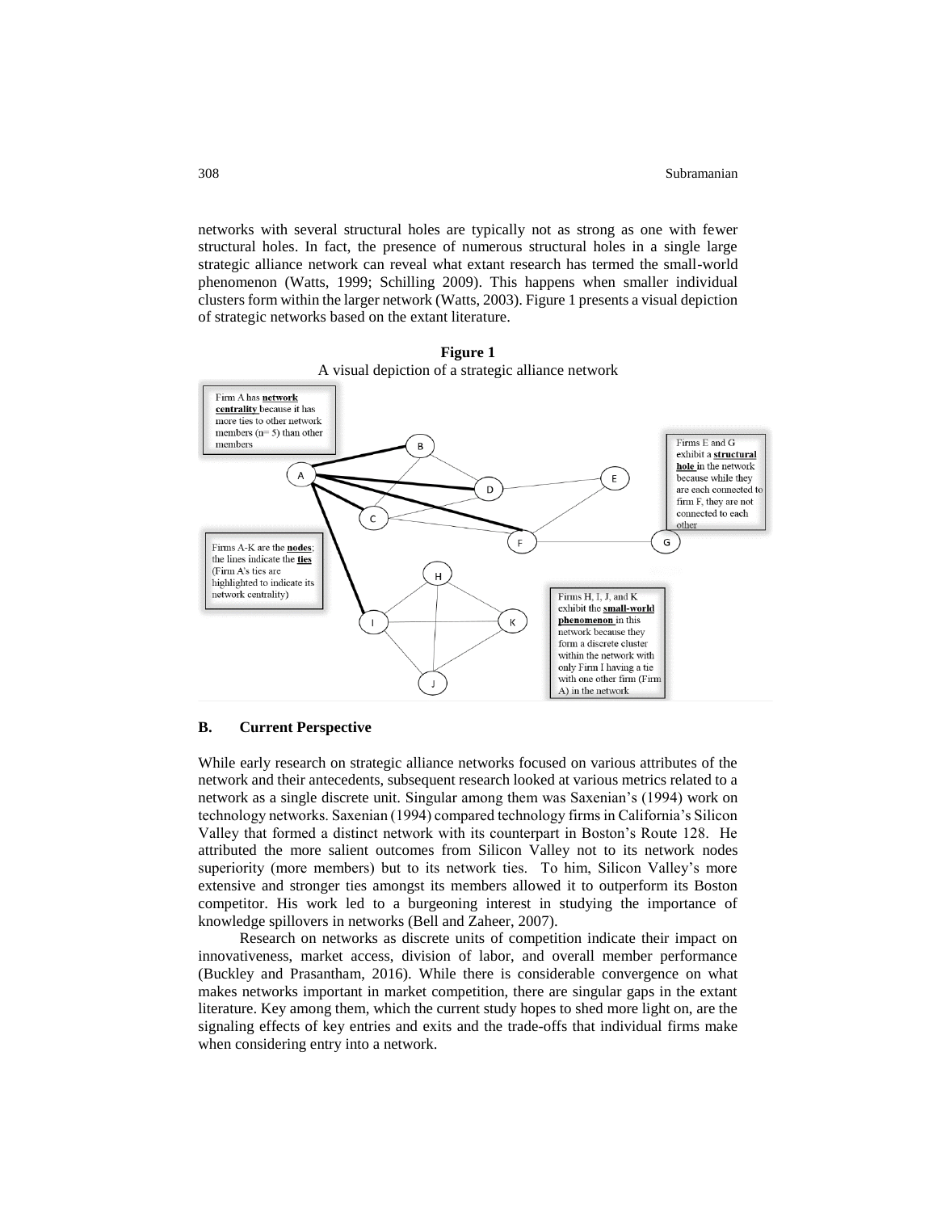networks with several structural holes are typically not as strong as one with fewer structural holes. In fact, the presence of numerous structural holes in a single large strategic alliance network can reveal what extant research has termed the small-world phenomenon (Watts, 1999; Schilling 2009). This happens when smaller individual clusters form within the larger network (Watts, 2003). Figure 1 presents a visual depiction of strategic networks based on the extant literature.

**Figure 1**
A visual depiction of a strategic alliance network

Firm A has **network centrality** because it has more ties to other network members (n= 5) than other members

Firms E and G exhibit a **structural hole** in the network because while they are each connected to firm F, they are not connected to each other

Firms A-K are the **nodes**; the lines indicate the **ties** (Firm A's ties are highlighted to indicate its network centrality)

Firms H, I, J, and K exhibit the **small-world phenomenon** in this network because they form a discrete cluster within the network with only Firm I having a tie with one other firm (Firm A) in the network

## B. Current Perspective

While early research on strategic alliance networks focused on various attributes of the network and their antecedents, subsequent research looked at various metrics related to a network as a single discrete unit. Singular among them was Saxenian's (1994) work on technology networks. Saxenian (1994) compared technology firms in California's Silicon Valley that formed a distinct network with its counterpart in Boston's Route 128. He attributed the more salient outcomes from Silicon Valley not to its network nodes superiority (more members) but to its network ties. To him, Silicon Valley's more extensive and stronger ties amongst its members allowed it to outperform its Boston competitor. His work led to a burgeoning interest in studying the importance of knowledge spillovers in networks (Bell and Zaheer, 2007).

Research on networks as discrete units of competition indicate their impact on innovativeness, market access, division of labor, and overall member performance (Buckley and Prasantham, 2016). While there is considerable convergence on what makes networks important in market competition, there are singular gaps in the extant literature. Key among them, which the current study hopes to shed more light on, are the signaling effects of key entries and exits and the trade-offs that individual firms make when considering entry into a network.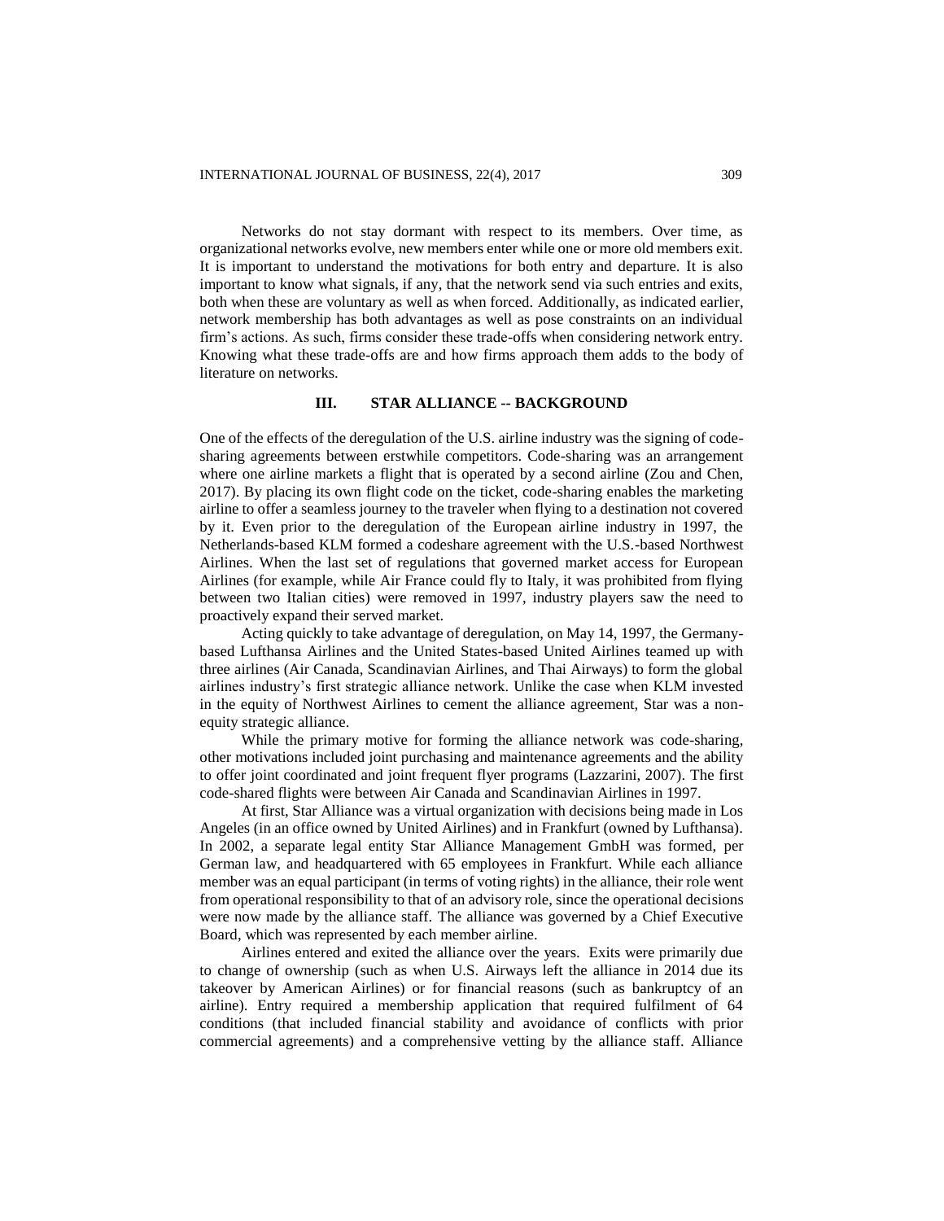Networks do not stay dormant with respect to its members. Over time, as organizational networks evolve, new members enter while one or more old members exit. It is important to understand the motivations for both entry and departure. It is also important to know what signals, if any, that the network send via such entries and exits, both when these are voluntary as well as when forced. Additionally, as indicated earlier, network membership has both advantages as well as pose constraints on an individual firm's actions. As such, firms consider these trade-offs when considering network entry. Knowing what these trade-offs are and how firms approach them adds to the body of literature on networks.

## III. STAR ALLIANCE -- BACKGROUND

One of the effects of the deregulation of the U.S. airline industry was the signing of code-sharing agreements between erstwhile competitors. Code-sharing was an arrangement where one airline markets a flight that is operated by a second airline (Zou and Chen, 2017). By placing its own flight code on the ticket, code-sharing enables the marketing airline to offer a seamless journey to the traveler when flying to a destination not covered by it. Even prior to the deregulation of the European airline industry in 1997, the Netherlands-based KLM formed a codeshare agreement with the U.S.-based Northwest Airlines. When the last set of regulations that governed market access for European Airlines (for example, while Air France could fly to Italy, it was prohibited from flying between two Italian cities) were removed in 1997, industry players saw the need to proactively expand their served market.

Acting quickly to take advantage of deregulation, on May 14, 1997, the Germany-based Lufthansa Airlines and the United States-based United Airlines teamed up with three airlines (Air Canada, Scandinavian Airlines, and Thai Airways) to form the global airlines industry's first strategic alliance network. Unlike the case when KLM invested in the equity of Northwest Airlines to cement the alliance agreement, Star was a non-equity strategic alliance.

While the primary motive for forming the alliance network was code-sharing, other motivations included joint purchasing and maintenance agreements and the ability to offer joint coordinated and joint frequent flyer programs (Lazzarini, 2007). The first code-shared flights were between Air Canada and Scandinavian Airlines in 1997.

At first, Star Alliance was a virtual organization with decisions being made in Los Angeles (in an office owned by United Airlines) and in Frankfurt (owned by Lufthansa). In 2002, a separate legal entity Star Alliance Management GmbH was formed, per German law, and headquartered with 65 employees in Frankfurt. While each alliance member was an equal participant (in terms of voting rights) in the alliance, their role went from operational responsibility to that of an advisory role, since the operational decisions were now made by the alliance staff. The alliance was governed by a Chief Executive Board, which was represented by each member airline.

Airlines entered and exited the alliance over the years. Exits were primarily due to change of ownership (such as when U.S. Airways left the alliance in 2014 due its takeover by American Airlines) or for financial reasons (such as bankruptcy of an airline). Entry required a membership application that required fulfilment of 64 conditions (that included financial stability and avoidance of conflicts with prior commercial agreements) and a comprehensive vetting by the alliance staff. Alliance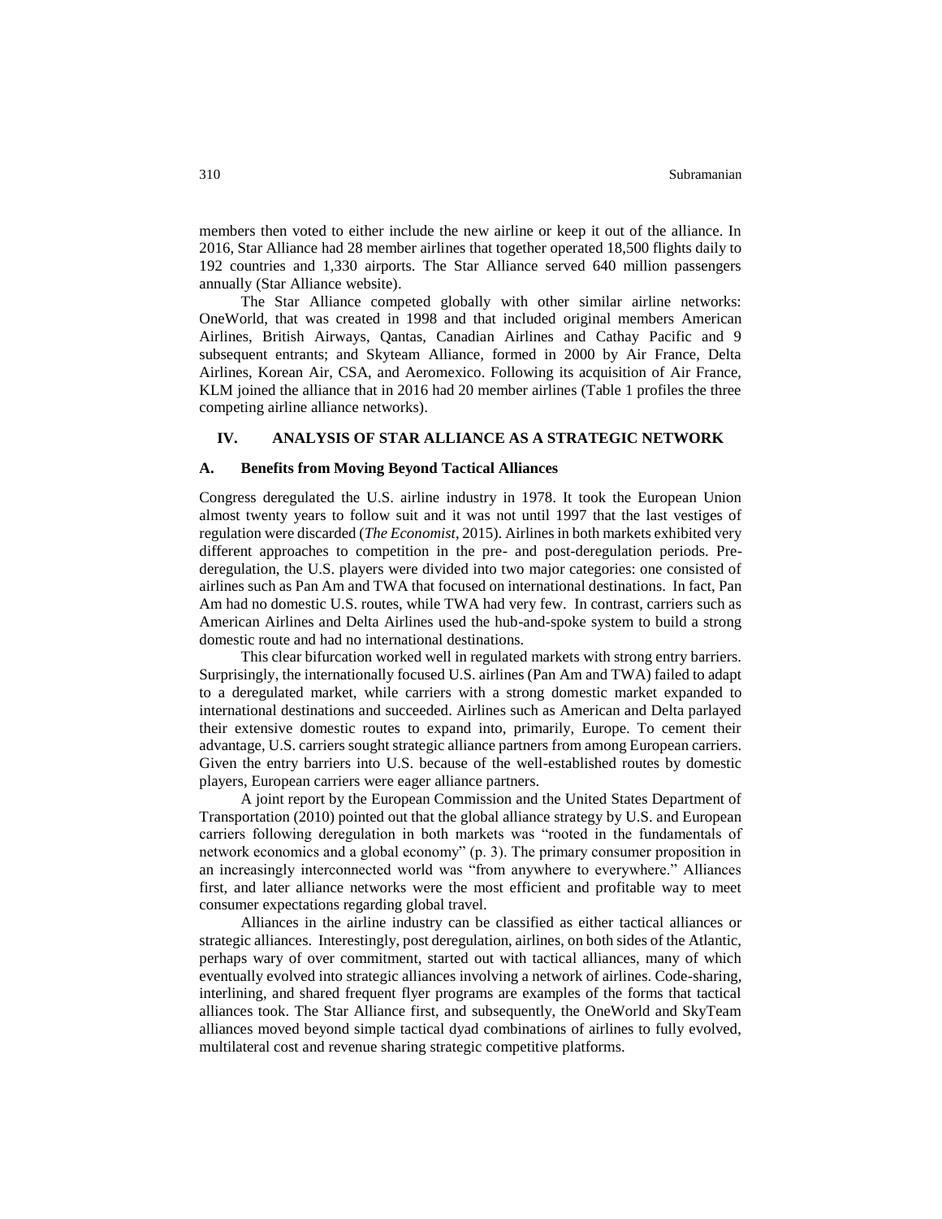members then voted to either include the new airline or keep it out of the alliance. In 2016, Star Alliance had 28 member airlines that together operated 18,500 flights daily to 192 countries and 1,330 airports. The Star Alliance served 640 million passengers annually (Star Alliance website).

The Star Alliance competed globally with other similar airline networks: OneWorld, that was created in 1998 and that included original members American Airlines, British Airways, Qantas, Canadian Airlines and Cathay Pacific and 9 subsequent entrants; and Skyteam Alliance, formed in 2000 by Air France, Delta Airlines, Korean Air, CSA, and Aeromexico. Following its acquisition of Air France, KLM joined the alliance that in 2016 had 20 member airlines (Table 1 profiles the three competing airline alliance networks).

## IV. ANALYSIS OF STAR ALLIANCE AS A STRATEGIC NETWORK

### A. Benefits from Moving Beyond Tactical Alliances

Congress deregulated the U.S. airline industry in 1978. It took the European Union almost twenty years to follow suit and it was not until 1997 that the last vestiges of regulation were discarded (*The Economist*, 2015). Airlines in both markets exhibited very different approaches to competition in the pre- and post-deregulation periods. Pre-deregulation, the U.S. players were divided into two major categories: one consisted of airlines such as Pan Am and TWA that focused on international destinations. In fact, Pan Am had no domestic U.S. routes, while TWA had very few. In contrast, carriers such as American Airlines and Delta Airlines used the hub-and-spoke system to build a strong domestic route and had no international destinations.

This clear bifurcation worked well in regulated markets with strong entry barriers. Surprisingly, the internationally focused U.S. airlines (Pan Am and TWA) failed to adapt to a deregulated market, while carriers with a strong domestic market expanded to international destinations and succeeded. Airlines such as American and Delta parlayed their extensive domestic routes to expand into, primarily, Europe. To cement their advantage, U.S. carriers sought strategic alliance partners from among European carriers. Given the entry barriers into U.S. because of the well-established routes by domestic players, European carriers were eager alliance partners.

A joint report by the European Commission and the United States Department of Transportation (2010) pointed out that the global alliance strategy by U.S. and European carriers following deregulation in both markets was "rooted in the fundamentals of network economics and a global economy" (p. 3). The primary consumer proposition in an increasingly interconnected world was "from anywhere to everywhere." Alliances first, and later alliance networks were the most efficient and profitable way to meet consumer expectations regarding global travel.

Alliances in the airline industry can be classified as either tactical alliances or strategic alliances. Interestingly, post deregulation, airlines, on both sides of the Atlantic, perhaps wary of over commitment, started out with tactical alliances, many of which eventually evolved into strategic alliances involving a network of airlines. Code-sharing, interlining, and shared frequent flyer programs are examples of the forms that tactical alliances took. The Star Alliance first, and subsequently, the OneWorld and SkyTeam alliances moved beyond simple tactical dyad combinations of airlines to fully evolved, multilateral cost and revenue sharing strategic competitive platforms.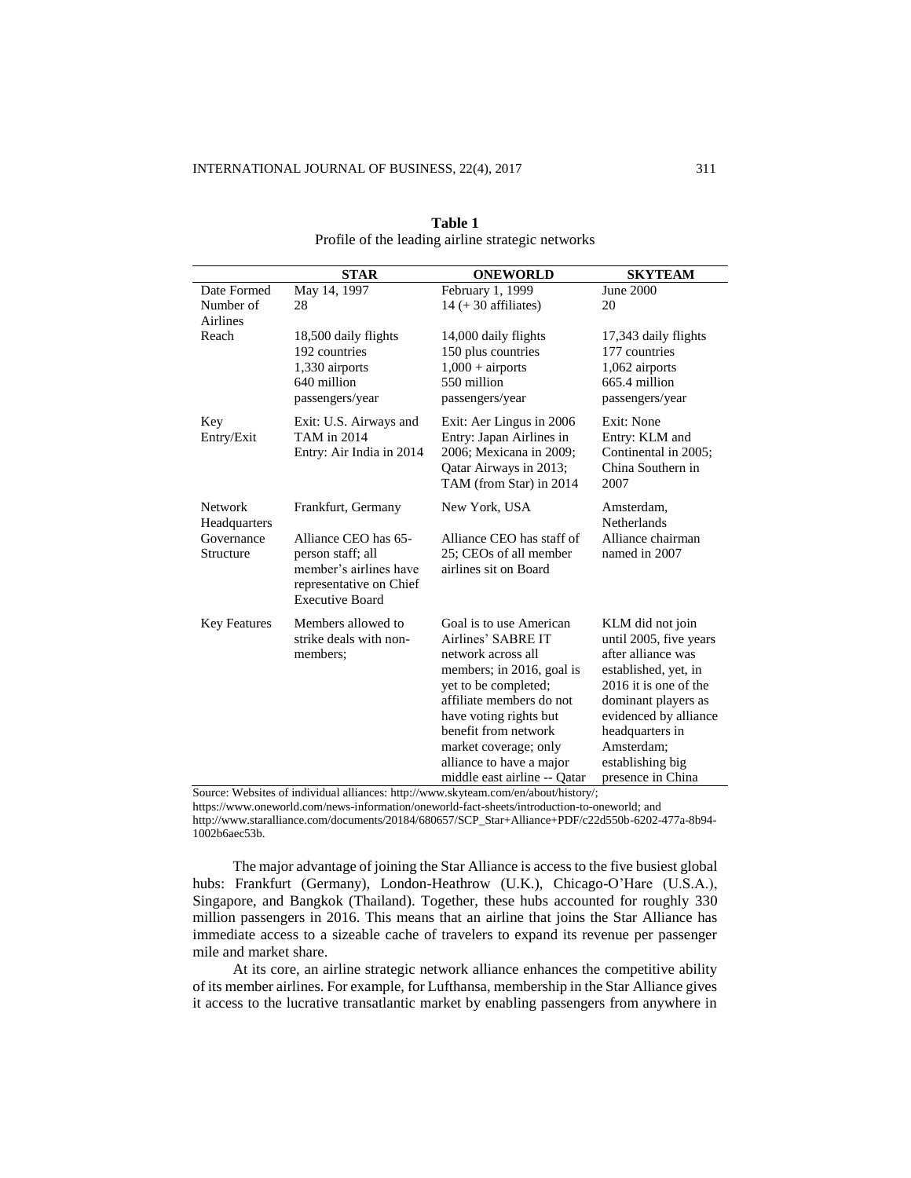**Table 1**
Profile of the leading airline strategic networks

| | STAR | ONEWORLD | SKYTEAM |
|---|---|---|---|
| Date Formed | May 14, 1997 | February 1, 1999 | June 2000 |
| Number of Airlines | 28 | 14 (+ 30 affiliates) | 20 |
| Reach | 18,500 daily flights<br>192 countries<br>1,330 airports<br>640 million passengers/year | 14,000 daily flights<br>150 plus countries<br>1,000 + airports<br>550 million passengers/year | 17,343 daily flights<br>177 countries<br>1,062 airports<br>665.4 million passengers/year |
| Key Entry/Exit | Exit: U.S. Airways and TAM in 2014<br>Entry: Air India in 2014 | Exit: Aer Lingus in 2006<br>Entry: Japan Airlines in 2006; Mexicana in 2009; Qatar Airways in 2013; TAM (from Star) in 2014 | Exit: None<br>Entry: KLM and Continental in 2005; China Southern in 2007 |
| Network Headquarters | Frankfurt, Germany | New York, USA | Amsterdam, Netherlands |
| Governance Structure | Alliance CEO has 65-person staff; all member's airlines have representative on Chief Executive Board | Alliance CEO has staff of 25; CEOs of all member airlines sit on Board | Alliance chairman named in 2007 |
| Key Features | Members allowed to strike deals with non-members; | Goal is to use American Airlines' SABRE IT network across all members; in 2016, goal is yet to be completed; affiliate members do not have voting rights but benefit from network market coverage; only alliance to have a major middle east airline -- Qatar | KLM did not join until 2005, five years after alliance was established, yet, in 2016 it is one of the dominant players as evidenced by alliance headquarters in Amsterdam; establishing big presence in China |

Source: Websites of individual alliances: http://www.skyteam.com/en/about/history/; https://www.oneworld.com/news-information/oneworld-fact-sheets/introduction-to-oneworld; and http://www.staralliance.com/documents/20184/680657/SCP_Star+Alliance+PDF/c22d550b-6202-477a-8b94-1002b6aec53b.

The major advantage of joining the Star Alliance is access to the five busiest global hubs: Frankfurt (Germany), London-Heathrow (U.K.), Chicago-O'Hare (U.S.A.), Singapore, and Bangkok (Thailand). Together, these hubs accounted for roughly 330 million passengers in 2016. This means that an airline that joins the Star Alliance has immediate access to a sizeable cache of travelers to expand its revenue per passenger mile and market share.

At its core, an airline strategic network alliance enhances the competitive ability of its member airlines. For example, for Lufthansa, membership in the Star Alliance gives it access to the lucrative transatlantic market by enabling passengers from anywhere in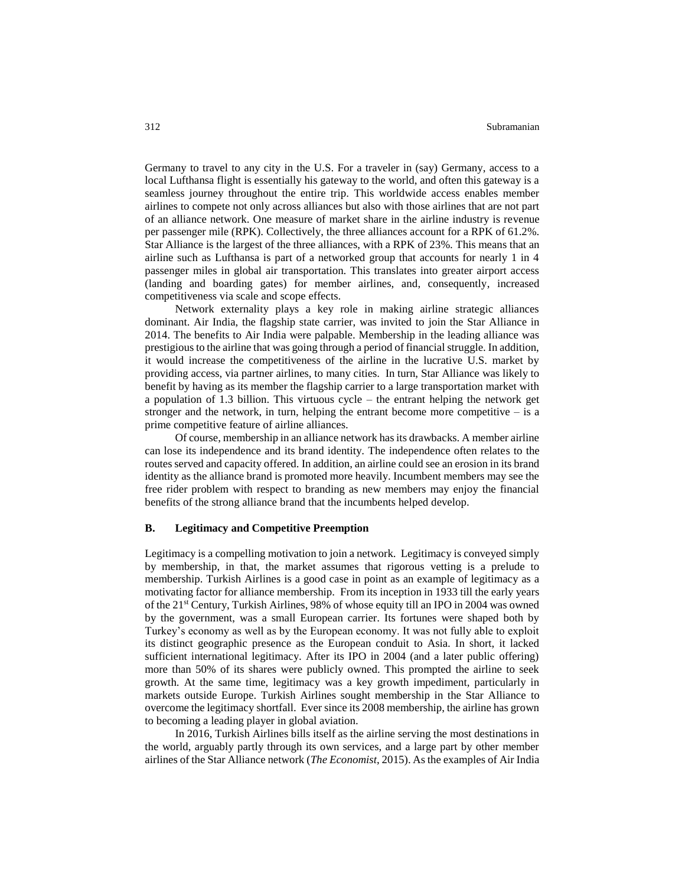Germany to travel to any city in the U.S. For a traveler in (say) Germany, access to a local Lufthansa flight is essentially his gateway to the world, and often this gateway is a seamless journey throughout the entire trip. This worldwide access enables member airlines to compete not only across alliances but also with those airlines that are not part of an alliance network. One measure of market share in the airline industry is revenue per passenger mile (RPK). Collectively, the three alliances account for a RPK of 61.2%. Star Alliance is the largest of the three alliances, with a RPK of 23%. This means that an airline such as Lufthansa is part of a networked group that accounts for nearly 1 in 4 passenger miles in global air transportation. This translates into greater airport access (landing and boarding gates) for member airlines, and, consequently, increased competitiveness via scale and scope effects.

Network externality plays a key role in making airline strategic alliances dominant. Air India, the flagship state carrier, was invited to join the Star Alliance in 2014. The benefits to Air India were palpable. Membership in the leading alliance was prestigious to the airline that was going through a period of financial struggle. In addition, it would increase the competitiveness of the airline in the lucrative U.S. market by providing access, via partner airlines, to many cities. In turn, Star Alliance was likely to benefit by having as its member the flagship carrier to a large transportation market with a population of 1.3 billion. This virtuous cycle – the entrant helping the network get stronger and the network, in turn, helping the entrant become more competitive – is a prime competitive feature of airline alliances.

Of course, membership in an alliance network has its drawbacks. A member airline can lose its independence and its brand identity. The independence often relates to the routes served and capacity offered. In addition, an airline could see an erosion in its brand identity as the alliance brand is promoted more heavily. Incumbent members may see the free rider problem with respect to branding as new members may enjoy the financial benefits of the strong alliance brand that the incumbents helped develop.

### B. Legitimacy and Competitive Preemption

Legitimacy is a compelling motivation to join a network. Legitimacy is conveyed simply by membership, in that, the market assumes that rigorous vetting is a prelude to membership. Turkish Airlines is a good case in point as an example of legitimacy as a motivating factor for alliance membership. From its inception in 1933 till the early years of the 21st Century, Turkish Airlines, 98% of whose equity till an IPO in 2004 was owned by the government, was a small European carrier. Its fortunes were shaped both by Turkey's economy as well as by the European economy. It was not fully able to exploit its distinct geographic presence as the European conduit to Asia. In short, it lacked sufficient international legitimacy. After its IPO in 2004 (and a later public offering) more than 50% of its shares were publicly owned. This prompted the airline to seek growth. At the same time, legitimacy was a key growth impediment, particularly in markets outside Europe. Turkish Airlines sought membership in the Star Alliance to overcome the legitimacy shortfall. Ever since its 2008 membership, the airline has grown to becoming a leading player in global aviation.

In 2016, Turkish Airlines bills itself as the airline serving the most destinations in the world, arguably partly through its own services, and a large part by other member airlines of the Star Alliance network (*The Economist*, 2015). As the examples of Air India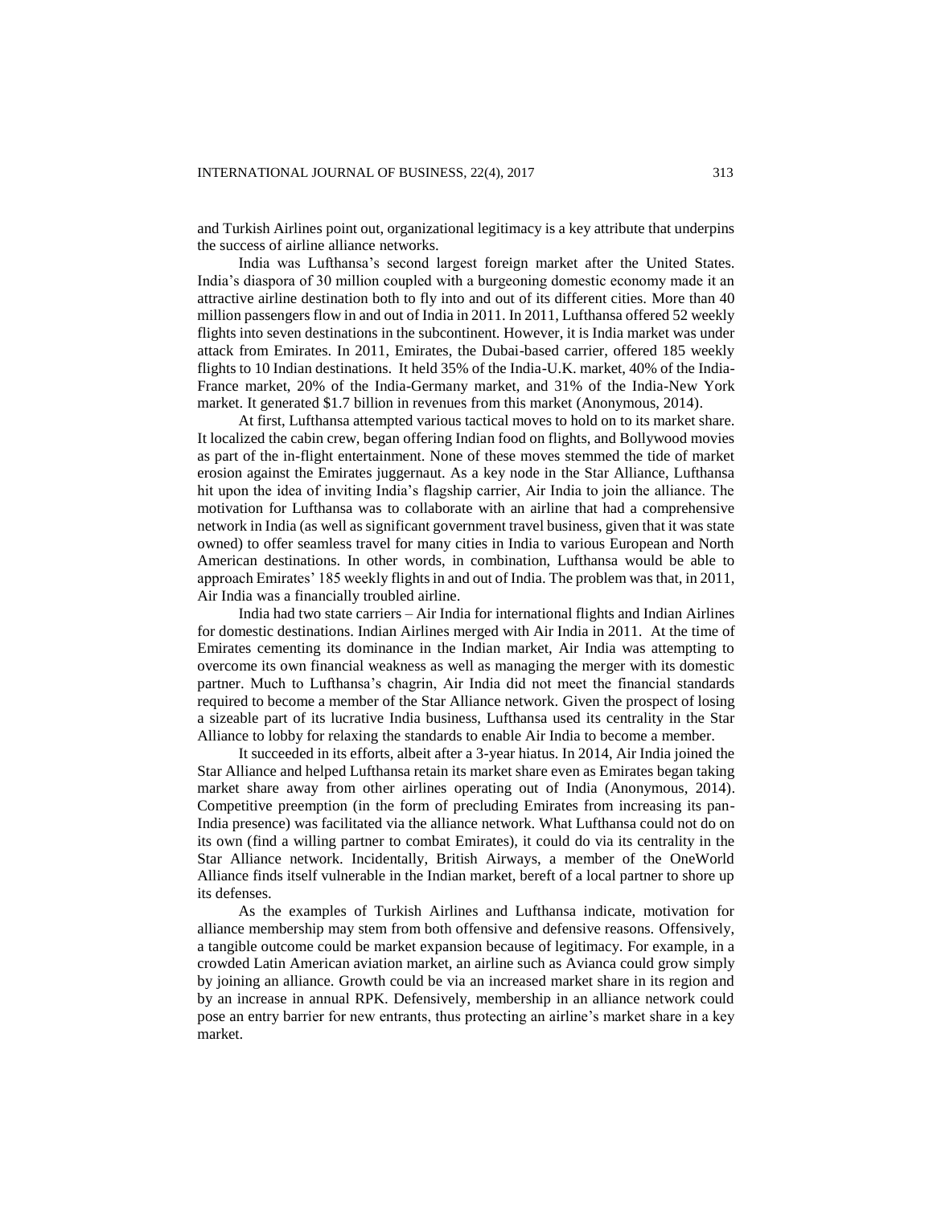and Turkish Airlines point out, organizational legitimacy is a key attribute that underpins the success of airline alliance networks.

India was Lufthansa's second largest foreign market after the United States. India's diaspora of 30 million coupled with a burgeoning domestic economy made it an attractive airline destination both to fly into and out of its different cities. More than 40 million passengers flow in and out of India in 2011. In 2011, Lufthansa offered 52 weekly flights into seven destinations in the subcontinent. However, it is India market was under attack from Emirates. In 2011, Emirates, the Dubai-based carrier, offered 185 weekly flights to 10 Indian destinations. It held 35% of the India-U.K. market, 40% of the India-France market, 20% of the India-Germany market, and 31% of the India-New York market. It generated $1.7 billion in revenues from this market (Anonymous, 2014).

At first, Lufthansa attempted various tactical moves to hold on to its market share. It localized the cabin crew, began offering Indian food on flights, and Bollywood movies as part of the in-flight entertainment. None of these moves stemmed the tide of market erosion against the Emirates juggernaut. As a key node in the Star Alliance, Lufthansa hit upon the idea of inviting India's flagship carrier, Air India to join the alliance. The motivation for Lufthansa was to collaborate with an airline that had a comprehensive network in India (as well as significant government travel business, given that it was state owned) to offer seamless travel for many cities in India to various European and North American destinations. In other words, in combination, Lufthansa would be able to approach Emirates' 185 weekly flights in and out of India. The problem was that, in 2011, Air India was a financially troubled airline.

India had two state carriers – Air India for international flights and Indian Airlines for domestic destinations. Indian Airlines merged with Air India in 2011. At the time of Emirates cementing its dominance in the Indian market, Air India was attempting to overcome its own financial weakness as well as managing the merger with its domestic partner. Much to Lufthansa's chagrin, Air India did not meet the financial standards required to become a member of the Star Alliance network. Given the prospect of losing a sizeable part of its lucrative India business, Lufthansa used its centrality in the Star Alliance to lobby for relaxing the standards to enable Air India to become a member.

It succeeded in its efforts, albeit after a 3-year hiatus. In 2014, Air India joined the Star Alliance and helped Lufthansa retain its market share even as Emirates began taking market share away from other airlines operating out of India (Anonymous, 2014). Competitive preemption (in the form of precluding Emirates from increasing its pan-India presence) was facilitated via the alliance network. What Lufthansa could not do on its own (find a willing partner to combat Emirates), it could do via its centrality in the Star Alliance network. Incidentally, British Airways, a member of the OneWorld Alliance finds itself vulnerable in the Indian market, bereft of a local partner to shore up its defenses.

As the examples of Turkish Airlines and Lufthansa indicate, motivation for alliance membership may stem from both offensive and defensive reasons. Offensively, a tangible outcome could be market expansion because of legitimacy. For example, in a crowded Latin American aviation market, an airline such as Avianca could grow simply by joining an alliance. Growth could be via an increased market share in its region and by an increase in annual RPK. Defensively, membership in an alliance network could pose an entry barrier for new entrants, thus protecting an airline's market share in a key market.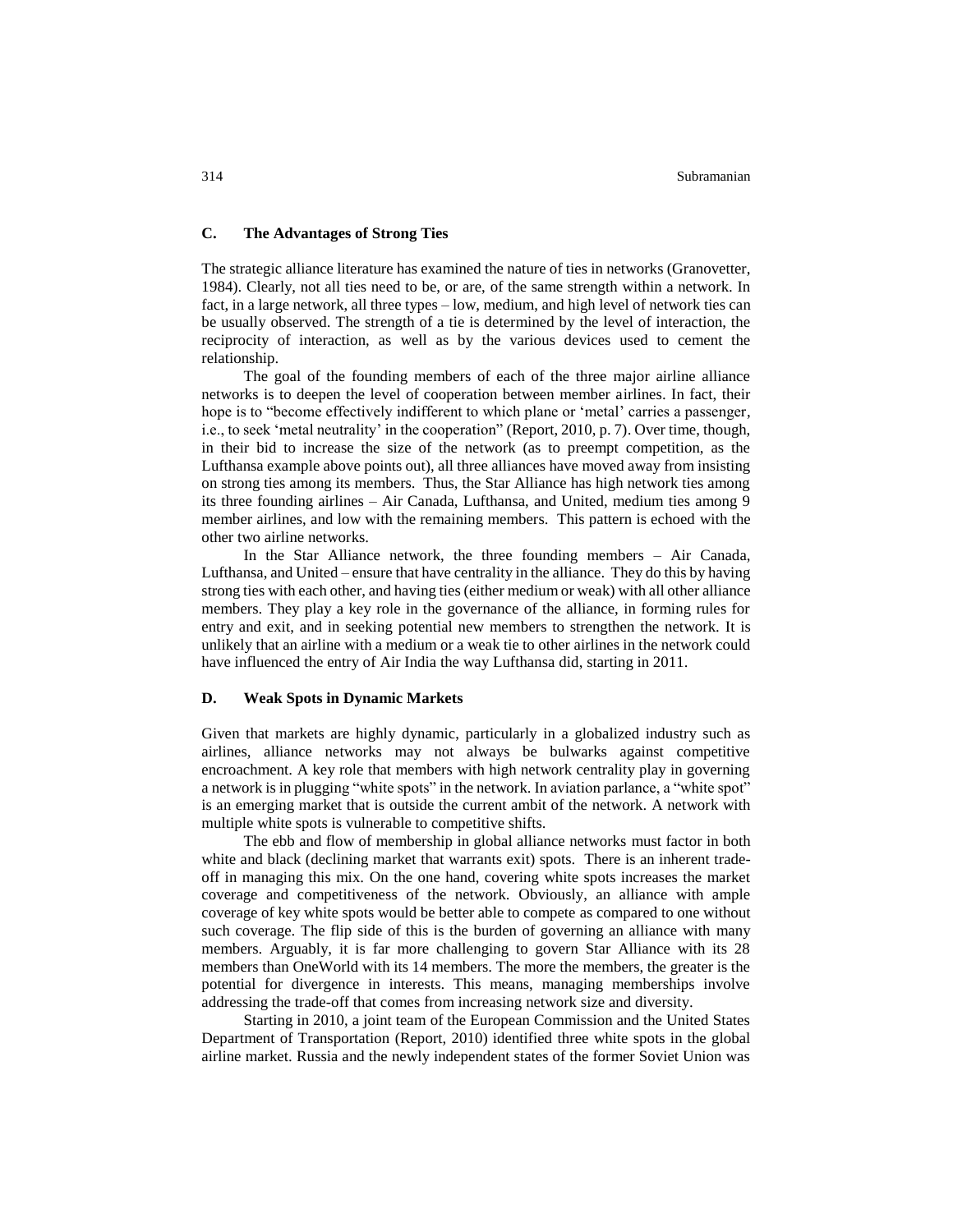## C. The Advantages of Strong Ties

The strategic alliance literature has examined the nature of ties in networks (Granovetter, 1984). Clearly, not all ties need to be, or are, of the same strength within a network. In fact, in a large network, all three types – low, medium, and high level of network ties can be usually observed. The strength of a tie is determined by the level of interaction, the reciprocity of interaction, as well as by the various devices used to cement the relationship.

The goal of the founding members of each of the three major airline alliance networks is to deepen the level of cooperation between member airlines. In fact, their hope is to "become effectively indifferent to which plane or 'metal' carries a passenger, i.e., to seek 'metal neutrality' in the cooperation" (Report, 2010, p. 7). Over time, though, in their bid to increase the size of the network (as to preempt competition, as the Lufthansa example above points out), all three alliances have moved away from insisting on strong ties among its members. Thus, the Star Alliance has high network ties among its three founding airlines – Air Canada, Lufthansa, and United, medium ties among 9 member airlines, and low with the remaining members. This pattern is echoed with the other two airline networks.

In the Star Alliance network, the three founding members – Air Canada, Lufthansa, and United – ensure that have centrality in the alliance. They do this by having strong ties with each other, and having ties (either medium or weak) with all other alliance members. They play a key role in the governance of the alliance, in forming rules for entry and exit, and in seeking potential new members to strengthen the network. It is unlikely that an airline with a medium or a weak tie to other airlines in the network could have influenced the entry of Air India the way Lufthansa did, starting in 2011.

## D. Weak Spots in Dynamic Markets

Given that markets are highly dynamic, particularly in a globalized industry such as airlines, alliance networks may not always be bulwarks against competitive encroachment. A key role that members with high network centrality play in governing a network is in plugging "white spots" in the network. In aviation parlance, a "white spot" is an emerging market that is outside the current ambit of the network. A network with multiple white spots is vulnerable to competitive shifts.

The ebb and flow of membership in global alliance networks must factor in both white and black (declining market that warrants exit) spots. There is an inherent trade-off in managing this mix. On the one hand, covering white spots increases the market coverage and competitiveness of the network. Obviously, an alliance with ample coverage of key white spots would be better able to compete as compared to one without such coverage. The flip side of this is the burden of governing an alliance with many members. Arguably, it is far more challenging to govern Star Alliance with its 28 members than OneWorld with its 14 members. The more the members, the greater is the potential for divergence in interests. This means, managing memberships involve addressing the trade-off that comes from increasing network size and diversity.

Starting in 2010, a joint team of the European Commission and the United States Department of Transportation (Report, 2010) identified three white spots in the global airline market. Russia and the newly independent states of the former Soviet Union was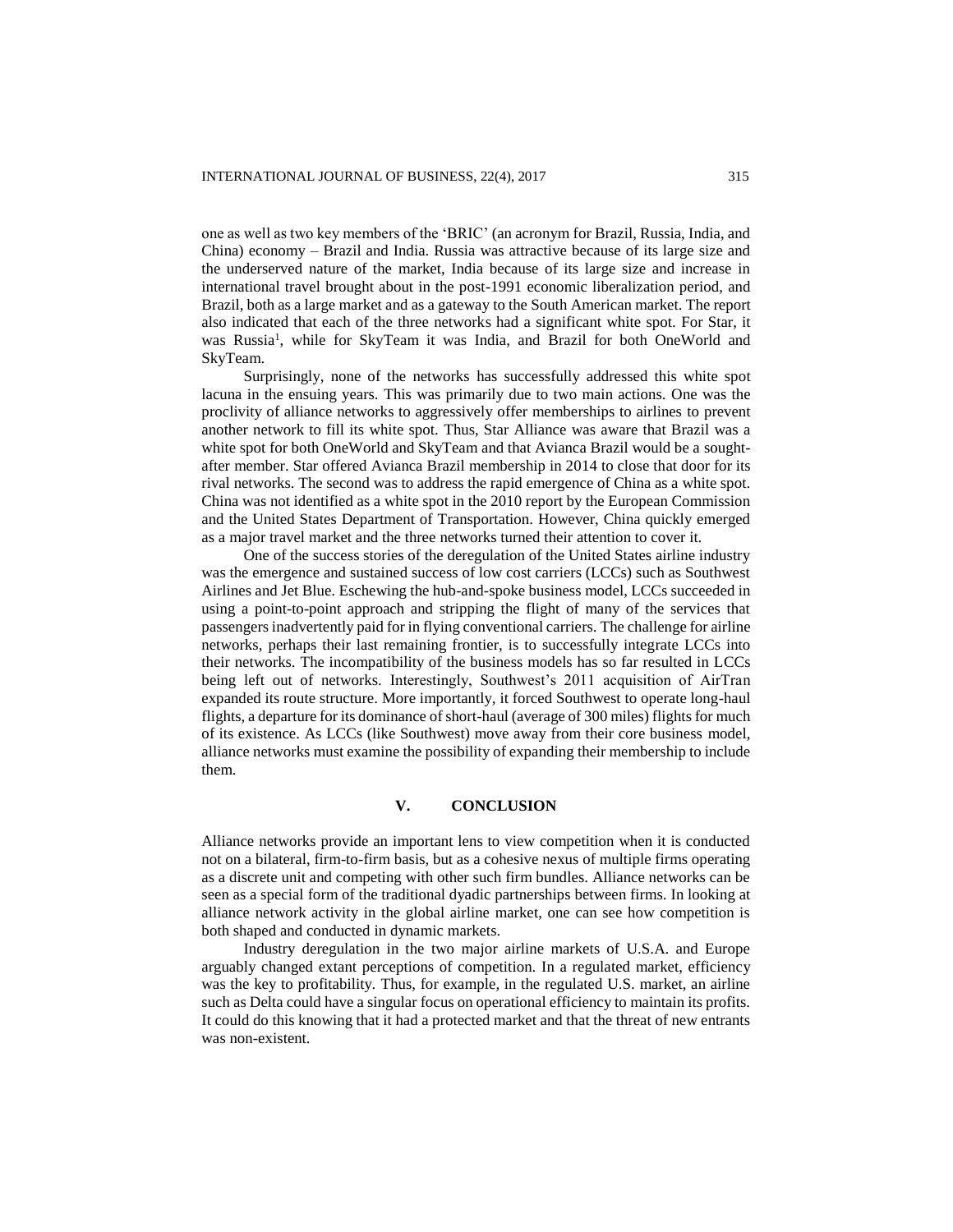one as well as two key members of the 'BRIC' (an acronym for Brazil, Russia, India, and China) economy – Brazil and India. Russia was attractive because of its large size and the underserved nature of the market, India because of its large size and increase in international travel brought about in the post-1991 economic liberalization period, and Brazil, both as a large market and as a gateway to the South American market. The report also indicated that each of the three networks had a significant white spot. For Star, it was Russia[1], while for SkyTeam it was India, and Brazil for both OneWorld and SkyTeam.

Surprisingly, none of the networks has successfully addressed this white spot lacuna in the ensuing years. This was primarily due to two main actions. One was the proclivity of alliance networks to aggressively offer memberships to airlines to prevent another network to fill its white spot. Thus, Star Alliance was aware that Brazil was a white spot for both OneWorld and SkyTeam and that Avianca Brazil would be a sought-after member. Star offered Avianca Brazil membership in 2014 to close that door for its rival networks. The second was to address the rapid emergence of China as a white spot. China was not identified as a white spot in the 2010 report by the European Commission and the United States Department of Transportation. However, China quickly emerged as a major travel market and the three networks turned their attention to cover it.

One of the success stories of the deregulation of the United States airline industry was the emergence and sustained success of low cost carriers (LCCs) such as Southwest Airlines and Jet Blue. Eschewing the hub-and-spoke business model, LCCs succeeded in using a point-to-point approach and stripping the flight of many of the services that passengers inadvertently paid for in flying conventional carriers. The challenge for airline networks, perhaps their last remaining frontier, is to successfully integrate LCCs into their networks. The incompatibility of the business models has so far resulted in LCCs being left out of networks. Interestingly, Southwest's 2011 acquisition of AirTran expanded its route structure. More importantly, it forced Southwest to operate long-haul flights, a departure for its dominance of short-haul (average of 300 miles) flights for much of its existence. As LCCs (like Southwest) move away from their core business model, alliance networks must examine the possibility of expanding their membership to include them.

## V. CONCLUSION

Alliance networks provide an important lens to view competition when it is conducted not on a bilateral, firm-to-firm basis, but as a cohesive nexus of multiple firms operating as a discrete unit and competing with other such firm bundles. Alliance networks can be seen as a special form of the traditional dyadic partnerships between firms. In looking at alliance network activity in the global airline market, one can see how competition is both shaped and conducted in dynamic markets.

Industry deregulation in the two major airline markets of U.S.A. and Europe arguably changed extant perceptions of competition. In a regulated market, efficiency was the key to profitability. Thus, for example, in the regulated U.S. market, an airline such as Delta could have a singular focus on operational efficiency to maintain its profits. It could do this knowing that it had a protected market and that the threat of new entrants was non-existent.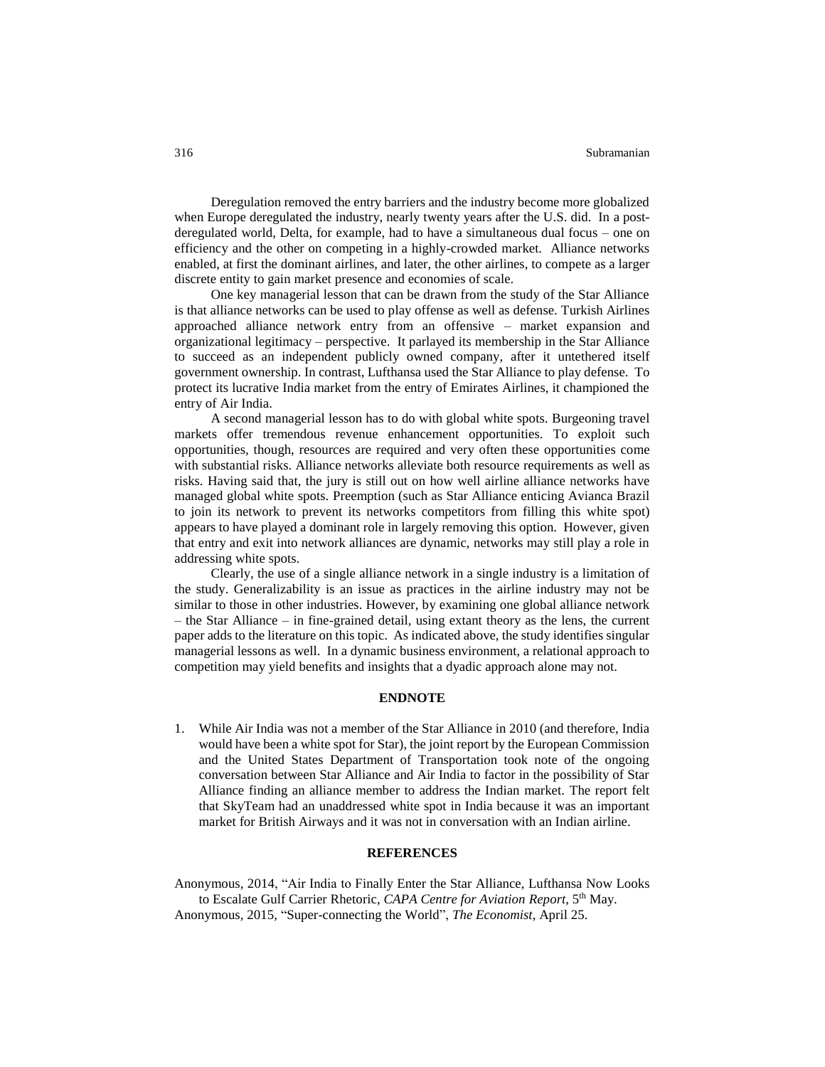Deregulation removed the entry barriers and the industry become more globalized when Europe deregulated the industry, nearly twenty years after the U.S. did. In a post-deregulated world, Delta, for example, had to have a simultaneous dual focus – one on efficiency and the other on competing in a highly-crowded market. Alliance networks enabled, at first the dominant airlines, and later, the other airlines, to compete as a larger discrete entity to gain market presence and economies of scale.

One key managerial lesson that can be drawn from the study of the Star Alliance is that alliance networks can be used to play offense as well as defense. Turkish Airlines approached alliance network entry from an offensive – market expansion and organizational legitimacy – perspective. It parlayed its membership in the Star Alliance to succeed as an independent publicly owned company, after it untethered itself government ownership. In contrast, Lufthansa used the Star Alliance to play defense. To protect its lucrative India market from the entry of Emirates Airlines, it championed the entry of Air India.

A second managerial lesson has to do with global white spots. Burgeoning travel markets offer tremendous revenue enhancement opportunities. To exploit such opportunities, though, resources are required and very often these opportunities come with substantial risks. Alliance networks alleviate both resource requirements as well as risks. Having said that, the jury is still out on how well airline alliance networks have managed global white spots. Preemption (such as Star Alliance enticing Avianca Brazil to join its network to prevent its networks competitors from filling this white spot) appears to have played a dominant role in largely removing this option. However, given that entry and exit into network alliances are dynamic, networks may still play a role in addressing white spots.

Clearly, the use of a single alliance network in a single industry is a limitation of the study. Generalizability is an issue as practices in the airline industry may not be similar to those in other industries. However, by examining one global alliance network – the Star Alliance – in fine-grained detail, using extant theory as the lens, the current paper adds to the literature on this topic. As indicated above, the study identifies singular managerial lessons as well. In a dynamic business environment, a relational approach to competition may yield benefits and insights that a dyadic approach alone may not.

## ENDNOTE

1. While Air India was not a member of the Star Alliance in 2010 (and therefore, India would have been a white spot for Star), the joint report by the European Commission and the United States Department of Transportation took note of the ongoing conversation between Star Alliance and Air India to factor in the possibility of Star Alliance finding an alliance member to address the Indian market. The report felt that SkyTeam had an unaddressed white spot in India because it was an important market for British Airways and it was not in conversation with an Indian airline.

## REFERENCES

Anonymous, 2014, "Air India to Finally Enter the Star Alliance, Lufthansa Now Looks to Escalate Gulf Carrier Rhetoric, *CAPA Centre for Aviation Report*, 5th May.

Anonymous, 2015, "Super-connecting the World", *The Economist*, April 25.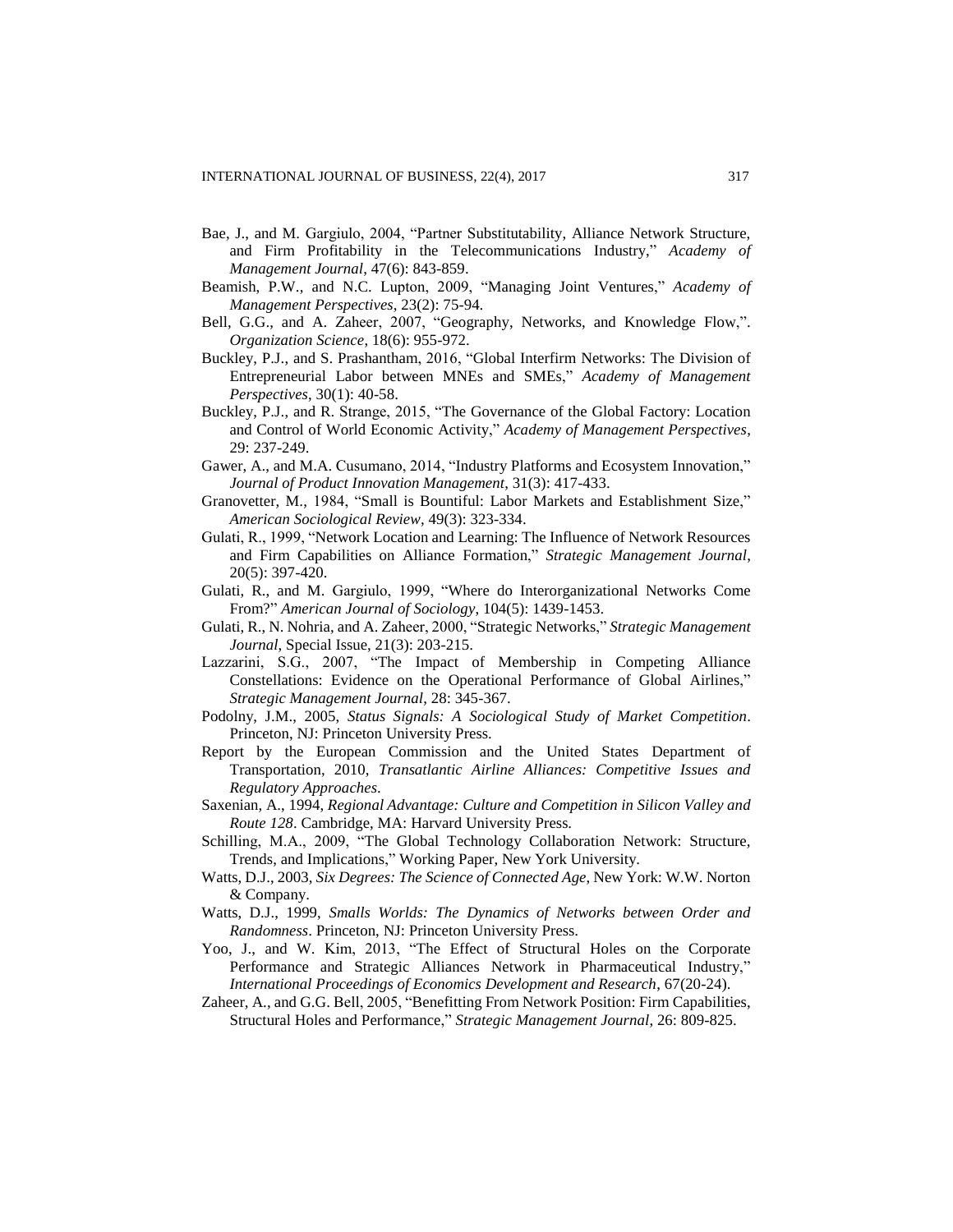Bae, J., and M. Gargiulo, 2004, "Partner Substitutability, Alliance Network Structure, and Firm Profitability in the Telecommunications Industry," *Academy of Management Journal*, 47(6): 843-859.

Beamish, P.W., and N.C. Lupton, 2009, "Managing Joint Ventures," *Academy of Management Perspectives*, 23(2): 75-94.

Bell, G.G., and A. Zaheer, 2007, "Geography, Networks, and Knowledge Flow,". *Organization Science*, 18(6): 955-972.

Buckley, P.J., and S. Prashantham, 2016, "Global Interfirm Networks: The Division of Entrepreneurial Labor between MNEs and SMEs," *Academy of Management Perspectives*, 30(1): 40-58.

Buckley, P.J., and R. Strange, 2015, "The Governance of the Global Factory: Location and Control of World Economic Activity," *Academy of Management Perspectives*, 29: 237-249.

Gawer, A., and M.A. Cusumano, 2014, "Industry Platforms and Ecosystem Innovation," *Journal of Product Innovation Management*, 31(3): 417-433.

Granovetter, M., 1984, "Small is Bountiful: Labor Markets and Establishment Size," *American Sociological Review*, 49(3): 323-334.

Gulati, R., 1999, "Network Location and Learning: The Influence of Network Resources and Firm Capabilities on Alliance Formation," *Strategic Management Journal*, 20(5): 397-420.

Gulati, R., and M. Gargiulo, 1999, "Where do Interorganizational Networks Come From?" *American Journal of Sociology*, 104(5): 1439-1453.

Gulati, R., N. Nohria, and A. Zaheer, 2000, "Strategic Networks," *Strategic Management Journal*, Special Issue, 21(3): 203-215.

Lazzarini, S.G., 2007, "The Impact of Membership in Competing Alliance Constellations: Evidence on the Operational Performance of Global Airlines," *Strategic Management Journal*, 28: 345-367.

Podolny, J.M., 2005, *Status Signals: A Sociological Study of Market Competition*. Princeton, NJ: Princeton University Press.

Report by the European Commission and the United States Department of Transportation, 2010, *Transatlantic Airline Alliances: Competitive Issues and Regulatory Approaches*.

Saxenian, A., 1994, *Regional Advantage: Culture and Competition in Silicon Valley and Route 128*. Cambridge, MA: Harvard University Press.

Schilling, M.A., 2009, "The Global Technology Collaboration Network: Structure, Trends, and Implications," Working Paper, New York University.

Watts, D.J., 2003, *Six Degrees: The Science of Connected Age*, New York: W.W. Norton & Company.

Watts, D.J., 1999, *Smalls Worlds: The Dynamics of Networks between Order and Randomness*. Princeton, NJ: Princeton University Press.

Yoo, J., and W. Kim, 2013, "The Effect of Structural Holes on the Corporate Performance and Strategic Alliances Network in Pharmaceutical Industry," *International Proceedings of Economics Development and Research*, 67(20-24).

Zaheer, A., and G.G. Bell, 2005, "Benefitting From Network Position: Firm Capabilities, Structural Holes and Performance," *Strategic Management Journal*, 26: 809-825.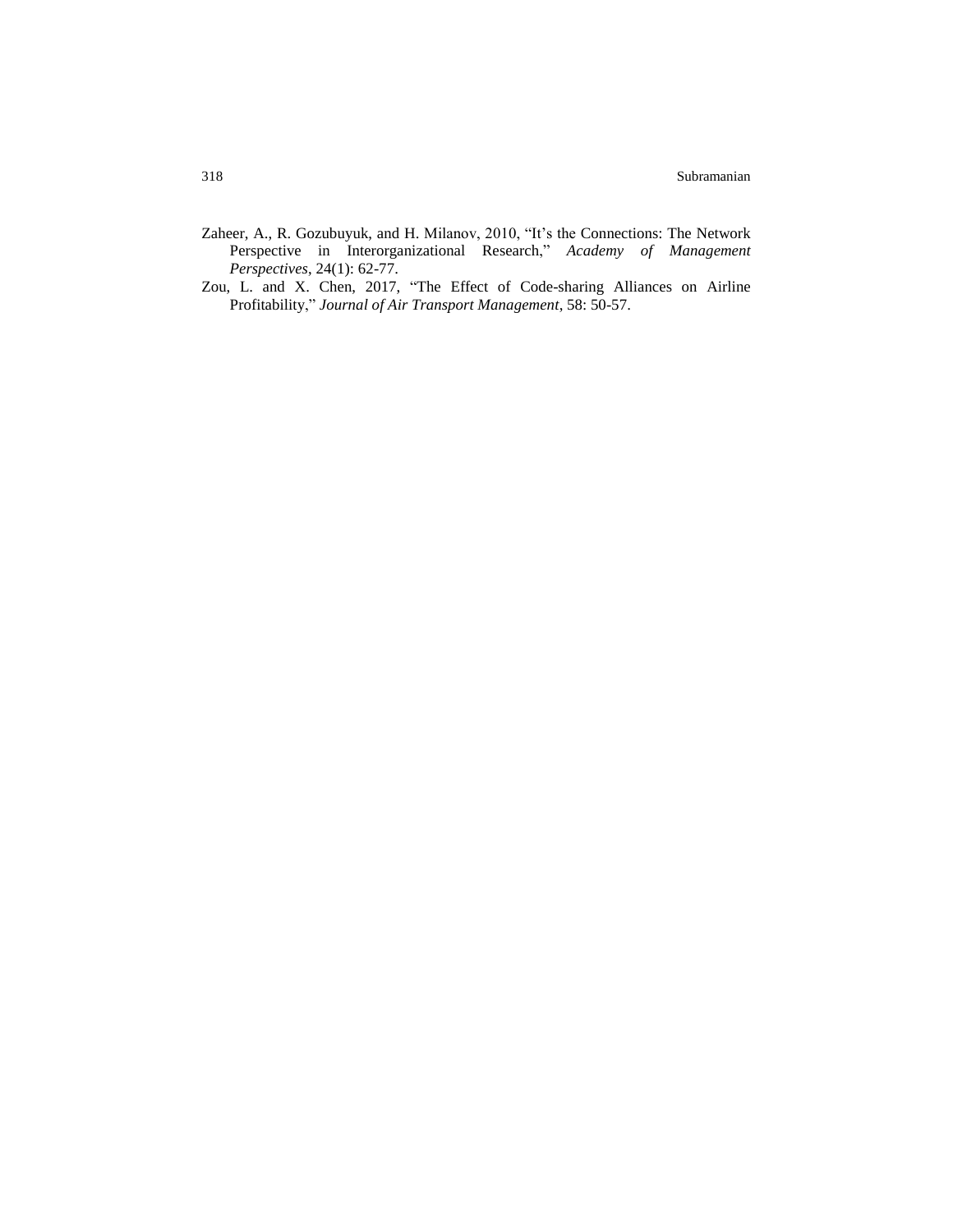Zaheer, A., R. Gozubuyuk, and H. Milanov, 2010, "It's the Connections: The Network Perspective in Interorganizational Research," *Academy of Management Perspectives*, 24(1): 62-77.

Zou, L. and X. Chen, 2017, "The Effect of Code-sharing Alliances on Airline Profitability," *Journal of Air Transport Management*, 58: 50-57.